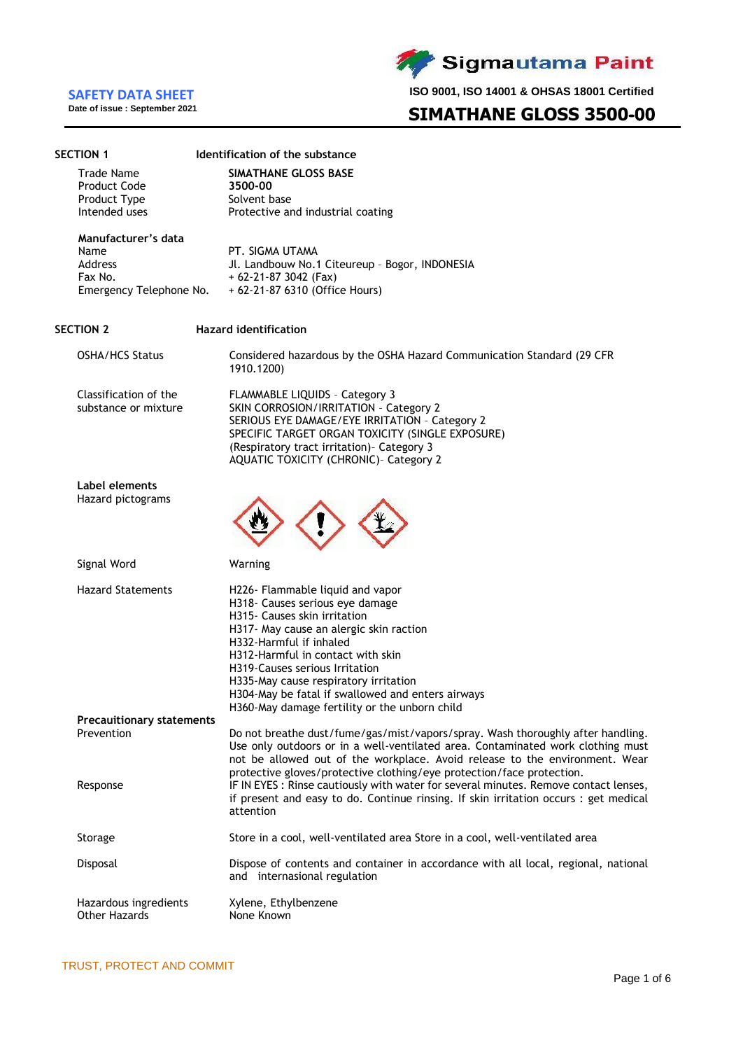**Sigmautama Paint**

## SAFETY DATA SHEET

**Date of issue : September 2021**

**ISO 9001, ISO 14001 & OHSAS 18001 Certified**

# SIMATHANE GLOSS 3500-00

## SECTION 1 Identification of the substance

| | |
|---|---|
| Trade Name | **SIMATHANE GLOSS BASE** |
| Product Code | **3500-00** |
| Product Type | Solvent base |
| Intended uses | Protective and industrial coating |

**Manufacturer's data**

| | |
|---|---|
| Name | PT. SIGMA UTAMA |
| Address | Jl. Landbouw No.1 Citeureup - Bogor, INDONESIA |
| Fax No. | + 62-21-87 3042 (Fax) |
| Emergency Telephone No. | + 62-21-87 6310 (Office Hours) |

## SECTION 2 Hazard identification

**OSHA/HCS Status**
Considered hazardous by the OSHA Hazard Communication Standard (29 CFR 1910.1200)

**Classification of the substance or mixture**
FLAMMABLE LIQUIDS - Category 3
SKIN CORROSION/IRRITATION - Category 2
SERIOUS EYE DAMAGE/EYE IRRITATION - Category 2
SPECIFIC TARGET ORGAN TOXICITY (SINGLE EXPOSURE) (Respiratory tract irritation)- Category 3
AQUATIC TOXICITY (CHRONIC)- Category 2

**Label elements**

Hazard pictograms

**Signal Word**
Warning

**Hazard Statements**
H226- Flammable liquid and vapor
H318- Causes serious eye damage
H315- Causes skin irritation
H317- May cause an alergic skin raction
H332-Harmful if inhaled
H312-Harmful in contact with skin
H319-Causes serious Irritation
H335-May cause respiratory irritation
H304-May be fatal if swallowed and enters airways
H360-May damage fertility or the unborn child

**Precauitionary statements**

**Prevention**
Do not breathe dust/fume/gas/mist/vapors/spray. Wash thoroughly after handling. Use only outdoors or in a well-ventilated area. Contaminated work clothing must not be allowed out of the workplace. Avoid release to the environment. Wear protective gloves/protective clothing/eye protection/face protection.

**Response**
IF IN EYES : Rinse cautiously with water for several minutes. Remove contact lenses, if present and easy to do. Continue rinsing. If skin irritation occurs : get medical attention

**Storage**
Store in a cool, well-ventilated area Store in a cool, well-ventilated area

**Disposal**
Dispose of contents and container in accordance with all local, regional, national and internasional regulation

**Hazardous ingredients**
Xylene, Ethylbenzene

**Other Hazards**
None Known

TRUST, PROTECT AND COMMIT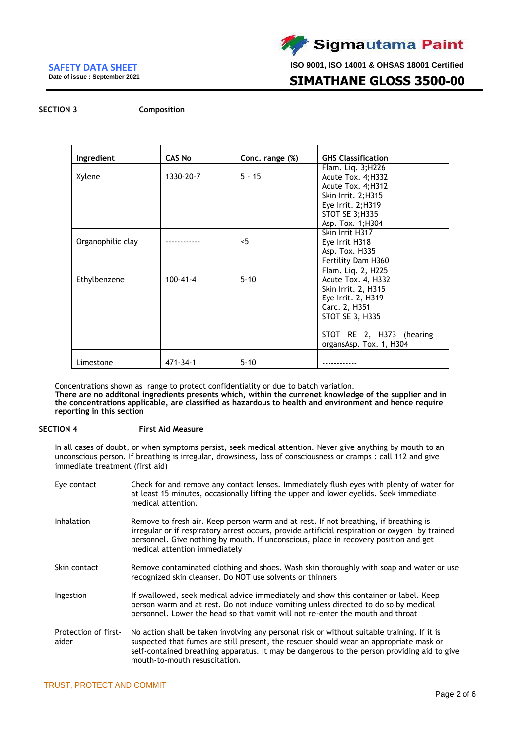## SECTION 3 Composition

| Ingredient | CAS No | Conc. range (%) | GHS Classification |
|---|---|---|---|
| Xylene | 1330-20-7 | 5 - 15 | Flam. Liq. 3;H226<br>Acute Tox. 4;H332<br>Acute Tox. 4;H312<br>Skin Irrit. 2;H315<br>Eye Irrit. 2;H319<br>STOT SE 3;H335<br>Asp. Tox. 1;H304 |
| Organophilic clay | ------------ | <5 | Skin Irrit H317<br>Eye Irrit H318<br>Asp. Tox. H335<br>Fertility Dam H360 |
| Ethylbenzene | 100-41-4 | 5-10 | Flam. Liq. 2, H225<br>Acute Tox. 4, H332<br>Skin Irrit. 2, H315<br>Eye Irrit. 2, H319<br>Carc. 2, H351<br>STOT SE 3, H335<br><br>STOT RE 2, H373 (hearing organsAsp. Tox. 1, H304 |
| Limestone | 471-34-1 | 5-10 | ------------ |

Concentrations shown as range to protect confidentiality or due to batch variation.
**There are no additonal ingredients presents which, within the currenet knowledge of the supplier and in the concentrations applicable, are classified as hazardous to health and environment and hence require reporting in this section**

## SECTION 4 First Aid Measure

In all cases of doubt, or when symptoms persist, seek medical attention. Never give anything by mouth to an unconscious person. If breathing is irregular, drowsiness, loss of consciousness or cramps : call 112 and give immediate treatment (first aid)

**Eye contact**
Check for and remove any contact lenses. Immediately flush eyes with plenty of water for at least 15 minutes, occasionally lifting the upper and lower eyelids. Seek immediate medical attention.

**Inhalation**
Remove to fresh air. Keep person warm and at rest. If not breathing, if breathing is irregular or if respiratory arrest occurs, provide artificial respiration or oxygen by trained personnel. Give nothing by mouth. If unconscious, place in recovery position and get medical attention immediately

**Skin contact**
Remove contaminated clothing and shoes. Wash skin thoroughly with soap and water or use recognized skin cleanser. Do NOT use solvents or thinners

**Ingestion**
If swallowed, seek medical advice immediately and show this container or label. Keep person warm and at rest. Do not induce vomiting unless directed to do so by medical personnel. Lower the head so that vomit will not re-enter the mouth and throat

**Protection of first-aider**
No action shall be taken involving any personal risk or without suitable training. If it is suspected that fumes are still present, the rescuer should wear an appropriate mask or self-contained breathing apparatus. It may be dangerous to the person providing aid to give mouth-to-mouth resuscitation.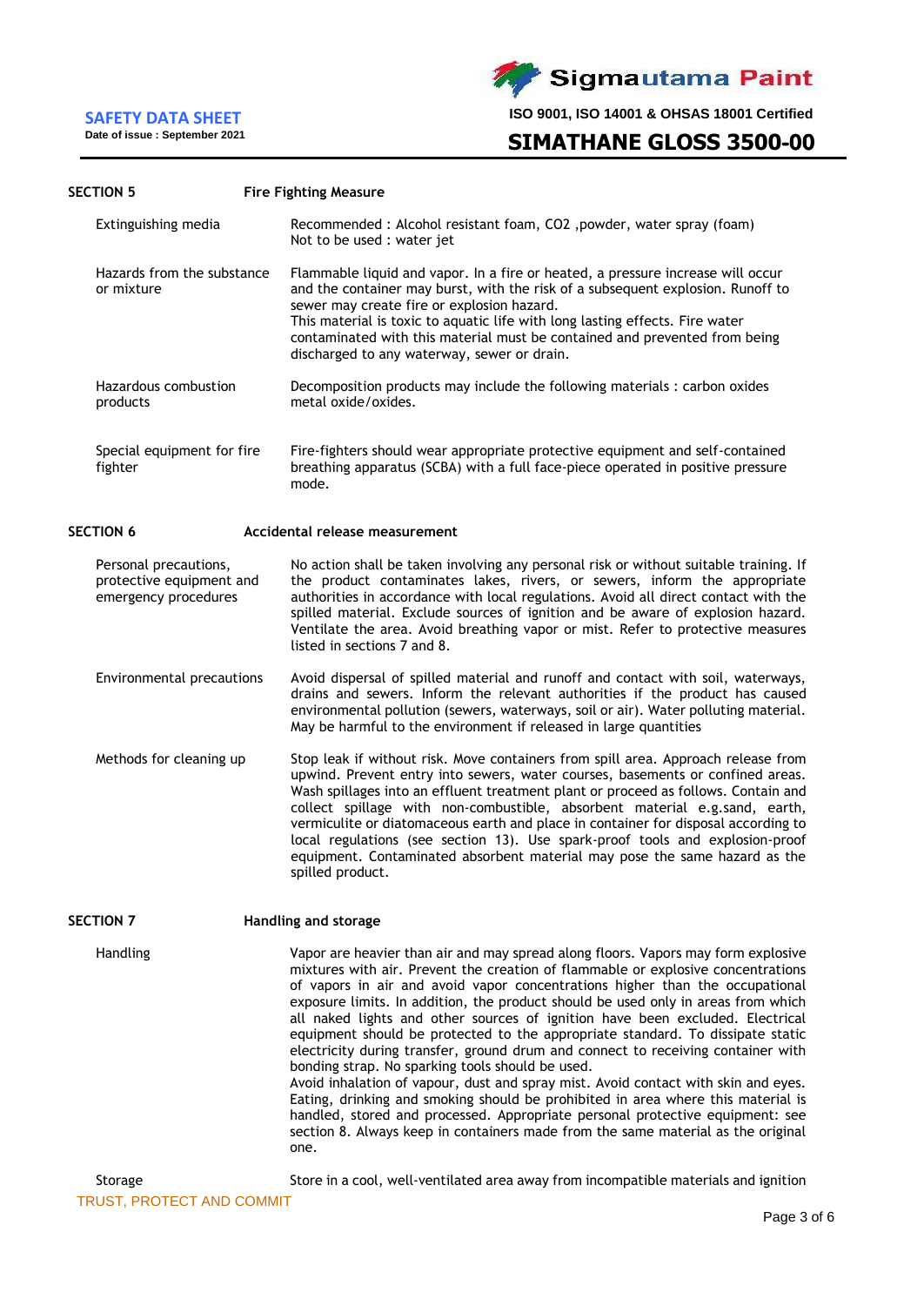## SECTION 5 Fire Fighting Measure

| | |
|---|---|
| Extinguishing media | Recommended : Alcohol resistant foam, $CO_2$ ,powder, water spray (foam)<br>Not to be used : water jet |
| Hazards from the substance or mixture | Flammable liquid and vapor. In a fire or heated, a pressure increase will occur and the container may burst, with the risk of a subsequent explosion. Runoff to sewer may create fire or explosion hazard.<br>This material is toxic to aquatic life with long lasting effects. Fire water contaminated with this material must be contained and prevented from being discharged to any waterway, sewer or drain. |
| Hazardous combustion products | Decomposition products may include the following materials : carbon oxides metal oxide/oxides. |
| Special equipment for fire fighter | Fire-fighters should wear appropriate protective equipment and self-contained breathing apparatus (SCBA) with a full face-piece operated in positive pressure mode. |

## SECTION 6 Accidental release measurement

| | |
|---|---|
| Personal precautions, protective equipment and emergency procedures | No action shall be taken involving any personal risk or without suitable training. If the product contaminates lakes, rivers, or sewers, inform the appropriate authorities in accordance with local regulations. Avoid all direct contact with the spilled material. Exclude sources of ignition and be aware of explosion hazard. Ventilate the area. Avoid breathing vapor or mist. Refer to protective measures listed in sections 7 and 8. |
| Environmental precautions | Avoid dispersal of spilled material and runoff and contact with soil, waterways, drains and sewers. Inform the relevant authorities if the product has caused environmental pollution (sewers, waterways, soil or air). Water polluting material. May be harmful to the environment if released in large quantities |
| Methods for cleaning up | Stop leak if without risk. Move containers from spill area. Approach release from upwind. Prevent entry into sewers, water courses, basements or confined areas. Wash spillages into an effluent treatment plant or proceed as follows. Contain and collect spillage with non-combustible, absorbent material e.g.sand, earth, vermiculite or diatomaceous earth and place in container for disposal according to local regulations (see section 13). Use spark-proof tools and explosion-proof equipment. Contaminated absorbent material may pose the same hazard as the spilled product. |

## SECTION 7 Handling and storage

| | |
|---|---|
| Handling | Vapor are heavier than air and may spread along floors. Vapors may form explosive mixtures with air. Prevent the creation of flammable or explosive concentrations of vapors in air and avoid vapor concentrations higher than the occupational exposure limits. In addition, the product should be used only in areas from which all naked lights and other sources of ignition have been excluded. Electrical equipment should be protected to the appropriate standard. To dissipate static electricity during transfer, ground drum and connect to receiving container with bonding strap. No sparking tools should be used.<br>Avoid inhalation of vapour, dust and spray mist. Avoid contact with skin and eyes. Eating, drinking and smoking should be prohibited in area where this material is handled, stored and processed. Appropriate personal protective equipment: see section 8. Always keep in containers made from the same material as the original one. |
| Storage | Store in a cool, well-ventilated area away from incompatible materials and ignition |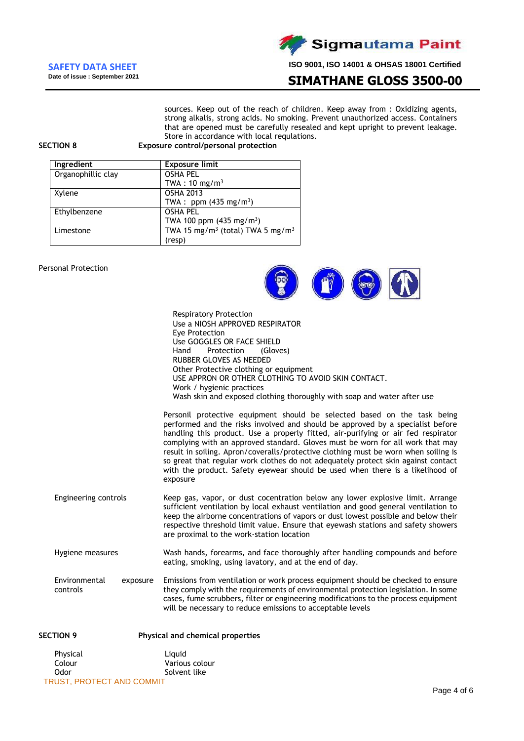sources. Keep out of the reach of children. Keep away from : Oxidizing agents, strong alkalis, strong acids. No smoking. Prevent unauthorized access. Containers that are opened must be carefully resealed and kept upright to prevent leakage. Store in accordance with local requlations.

## SECTION 8 Exposure control/personal protection

| Ingredient | Exposure limit |
|---|---|
| Organophillic clay | OSHA PEL<br>TWA : 10 mg/m$^3$ |
| Xylene | OSHA 2013<br>TWA : ppm (435 mg/m$^3$) |
| Ethylbenzene | OSHA PEL<br>TWA 100 ppm (435 mg/m$^3$) |
| Limestone | TWA 15 mg/m$^3$ (total) TWA 5 mg/m$^3$ (resp) |

Personal Protection

Respiratory Protection
Use a NIOSH APPROVED RESPIRATOR
Eye Protection
Use GOGGLES OR FACE SHIELD
Hand Protection (Gloves)
RUBBER GLOVES AS NEEDED
Other Protective clothing or equipment
USE APPRON OR OTHER CLOTHING TO AVOID SKIN CONTACT.
Work / hygienic practices
Wash skin and exposed clothing thoroughly with soap and water after use

Personil protective equipment should be selected based on the task being performed and the risks involved and should be approved by a specialist before handling this product. Use a properly fitted, air-purifying or air fed respirator complying with an approved standard. Gloves must be worn for all work that may result in soiling. Apron/coveralls/protective clothing must be worn when soiling is so great that regular work clothes do not adequately protect skin against contact with the product. Safety eyewear should be used when there is a likelihood of exposure

Engineering controls: Keep gas, vapor, or dust cocentration below any lower explosive limit. Arrange sufficient ventilation by local exhaust ventilation and good general ventilation to keep the airborne concentrations of vapors or dust lowest possible and below their respective threshold limit value. Ensure that eyewash stations and safety showers are proximal to the work-station location

Hygiene measures: Wash hands, forearms, and face thoroughly after handling compounds and before eating, smoking, using lavatory, and at the end of day.

Environmental exposure controls: Emissions from ventilation or work process equipment should be checked to ensure they comply with the requirements of environmental protection legislation. In some cases, fume scrubbers, filter or engineering modifications to the process equipment will be necessary to reduce emissions to acceptable levels

## SECTION 9 Physical and chemical properties

| | |
|---|---|
| Physical | Liquid |
| Colour | Various colour |
| Odor | Solvent like |

TRUST, PROTECT AND COMMIT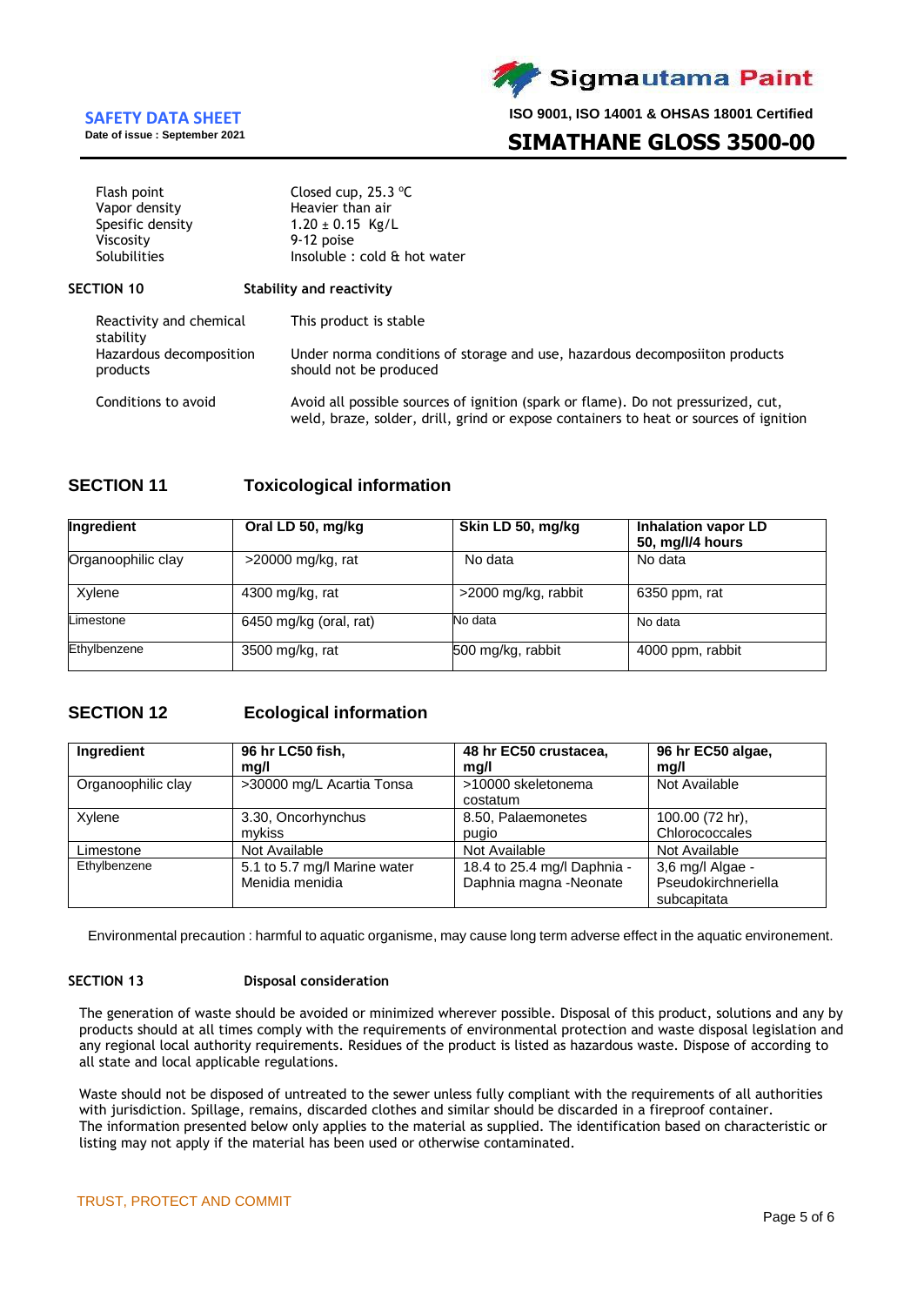| | |
|---|---|
| Flash point | Closed cup, 25.3 ºC |
| Vapor density | Heavier than air |
| Spesific density | 1.20 ± 0.15 Kg/L |
| Viscosity | 9-12 poise |
| Solubilities | Insoluble : cold & hot water |

## SECTION 10 Stability and reactivity

| | |
|---|---|
| Reactivity and chemical stability | This product is stable |
| Hazardous decomposition products | Under norma conditions of storage and use, hazardous decomposiiton products should not be produced |
| Conditions to avoid | Avoid all possible sources of ignition (spark or flame). Do not pressurized, cut, weld, braze, solder, drill, grind or expose containers to heat or sources of ignition |

## SECTION 11 Toxicological information

| Ingredient | Oral LD 50, mg/kg | Skin LD 50, mg/kg | Inhalation vapor LD 50, mg/l/4 hours |
|---|---|---|---|
| Organoophilic clay | >20000 mg/kg, rat | No data | No data |
| Xylene | 4300 mg/kg, rat | >2000 mg/kg, rabbit | 6350 ppm, rat |
| Limestone | 6450 mg/kg (oral, rat) | No data | No data |
| Ethylbenzene | 3500 mg/kg, rat | 500 mg/kg, rabbit | 4000 ppm, rabbit |

## SECTION 12 Ecological information

| Ingredient | 96 hr LC50 fish, mg/l | 48 hr EC50 crustacea, mg/l | 96 hr EC50 algae, mg/l |
|---|---|---|---|
| Organoophilic clay | >30000 mg/L Acartia Tonsa | >10000 skeletonema costatum | Not Available |
| Xylene | 3.30, Oncorhynchus mykiss | 8.50, Palaemonetes pugio | 100.00 (72 hr), Chlorococcales |
| Limestone | Not Available | Not Available | Not Available |
| Ethylbenzene | 5.1 to 5.7 mg/l Marine water Menidia menidia | 18.4 to 25.4 mg/l Daphnia - Daphnia magna -Neonate | 3,6 mg/l Algae - Pseudokirchneriella subcapitata |

Environmental precaution : harmful to aquatic organisme, may cause long term adverse effect in the aquatic environement.

## SECTION 13 Disposal consideration

The generation of waste should be avoided or minimized wherever possible. Disposal of this product, solutions and any by products should at all times comply with the requirements of environmental protection and waste disposal legislation and any regional local authority requirements. Residues of the product is listed as hazardous waste. Dispose of according to all state and local applicable regulations.

Waste should not be disposed of untreated to the sewer unless fully compliant with the requirements of all authorities with jurisdiction. Spillage, remains, discarded clothes and similar should be discarded in a fireproof container. The information presented below only applies to the material as supplied. The identification based on characteristic or listing may not apply if the material has been used or otherwise contaminated.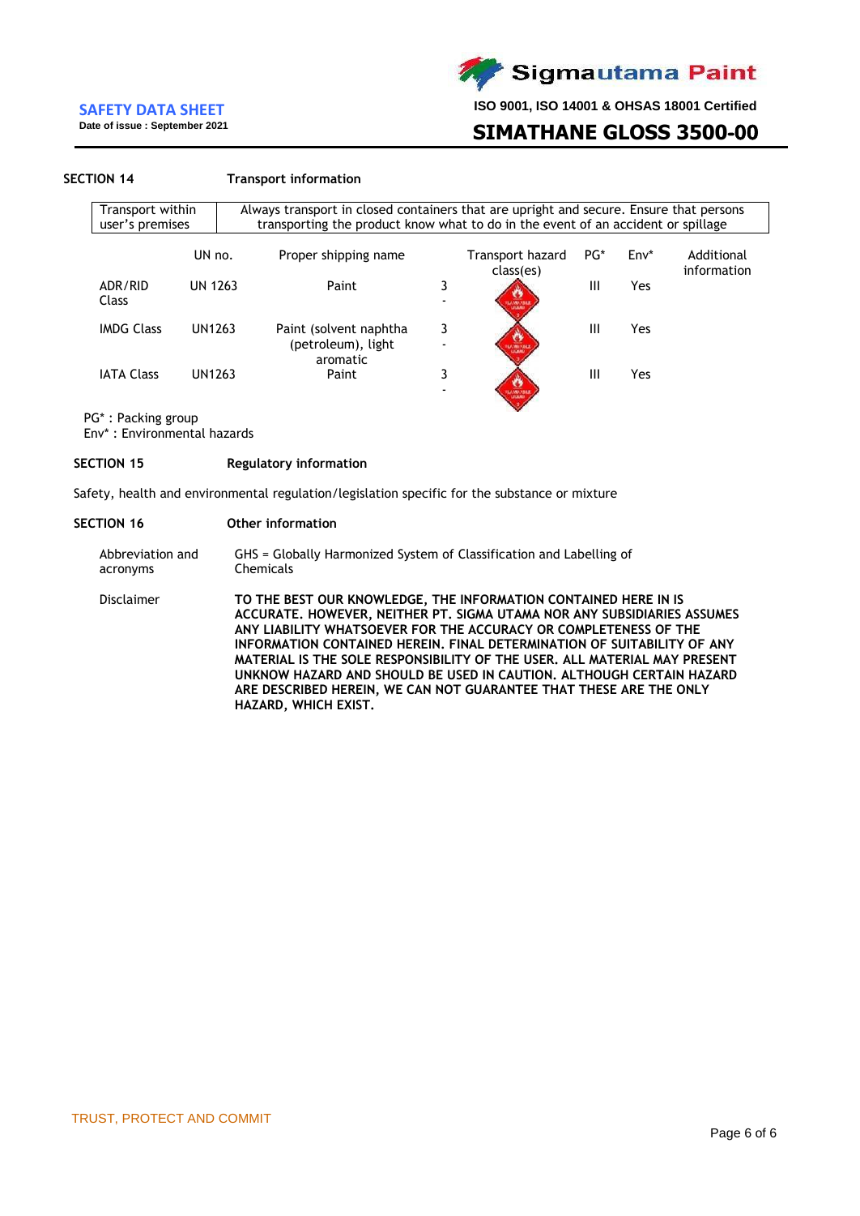## SECTION 14 Transport information

| Transport within user's premises | Always transport in closed containers that are upright and secure. Ensure that persons transporting the product know what to do in the event of an accident or spillage |
|---|---|

| | UN no. | Proper shipping name | Transport hazard class(es) | PG* | Env* | Additional information |
|---|---|---|---|---|---|---|
| ADR/RID Class | UN 1263 | Paint | 3 - | III | Yes | |
| IMDG Class | UN1263 | Paint (solvent naphtha (petroleum), light aromatic | 3 - | III | Yes | |
| IATA Class | UN1263 | Paint | 3 - | III | Yes | |

PG* : Packing group
Env* : Environmental hazards

## SECTION 15 Regulatory information

Safety, health and environmental regulation/legislation specific for the substance or mixture

## SECTION 16 Other information

Abbreviation and acronyms: GHS = Globally Harmonized System of Classification and Labelling of Chemicals

Disclaimer: **TO THE BEST OUR KNOWLEDGE, THE INFORMATION CONTAINED HERE IN IS ACCURATE. HOWEVER, NEITHER PT. SIGMA UTAMA NOR ANY SUBSIDIARIES ASSUMES ANY LIABILITY WHATSOEVER FOR THE ACCURACY OR COMPLETENESS OF THE INFORMATION CONTAINED HEREIN. FINAL DETERMINATION OF SUITABILITY OF ANY MATERIAL IS THE SOLE RESPONSIBILITY OF THE USER. ALL MATERIAL MAY PRESENT UNKNOW HAZARD AND SHOULD BE USED IN CAUTION. ALTHOUGH CERTAIN HAZARD ARE DESCRIBED HEREIN, WE CAN NOT GUARANTEE THAT THESE ARE THE ONLY HAZARD, WHICH EXIST.**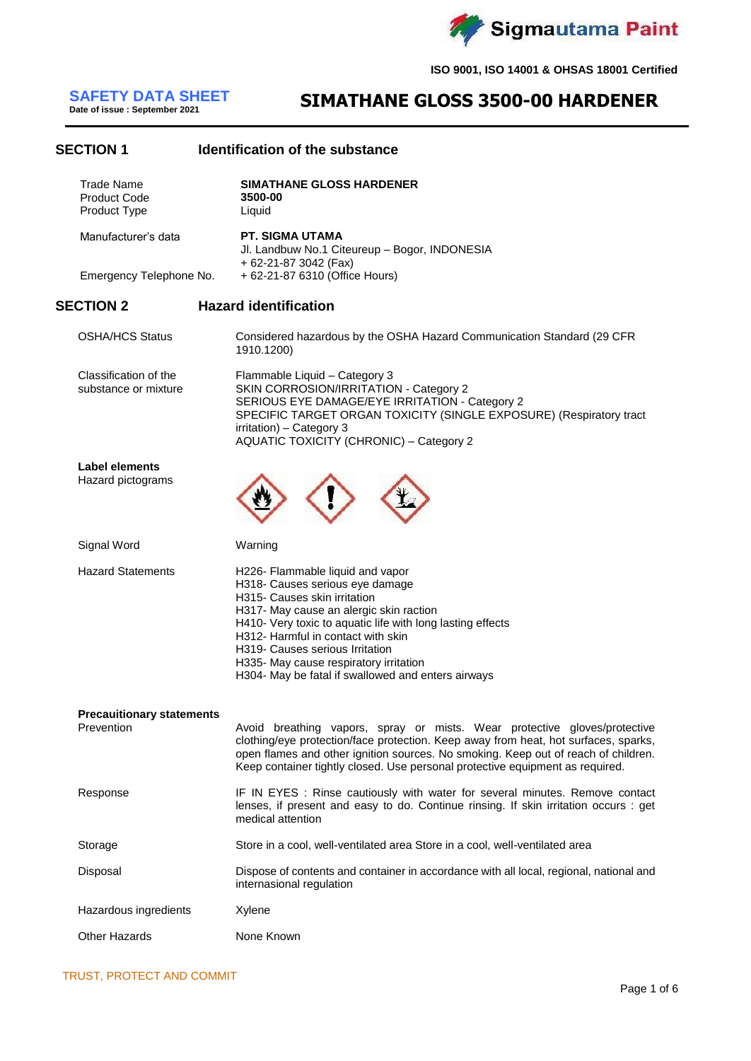**ISO 9001, ISO 14001 & OHSAS 18001 Certified**

## SAFETY DATA SHEET

**Date of issue : September 2021**

# SIMATHANE GLOSS 3500-00 HARDENER

## SECTION 1 Identification of the substance

| | |
|---|---|
| Trade Name | **SIMATHANE GLOSS HARDENER** |
| Product Code | **3500-00** |
| Product Type | Liquid |
| Manufacturer's data | **PT. SIGMA UTAMA**<br>Jl. Landbuw No.1 Citeureup – Bogor, INDONESIA<br>+ 62-21-87 3042 (Fax) |
| Emergency Telephone No. | + 62-21-87 6310 (Office Hours) |

## SECTION 2 Hazard identification

| | |
|---|---|
| OSHA/HCS Status | Considered hazardous by the OSHA Hazard Communication Standard (29 CFR 1910.1200) |
| Classification of the substance or mixture | Flammable Liquid – Category 3<br>SKIN CORROSION/IRRITATION - Category 2<br>SERIOUS EYE DAMAGE/EYE IRRITATION - Category 2<br>SPECIFIC TARGET ORGAN TOXICITY (SINGLE EXPOSURE) (Respiratory tract irritation) – Category 3<br>AQUATIC TOXICITY (CHRONIC) – Category 2 |

**Label elements**

Hazard pictograms

| | |
|---|---|
| Signal Word | Warning |
| Hazard Statements | H226- Flammable liquid and vapor<br>H318- Causes serious eye damage<br>H315- Causes skin irritation<br>H317- May cause an alergic skin raction<br>H410- Very toxic to aquatic life with long lasting effects<br>H312- Harmful in contact with skin<br>H319- Causes serious Irritation<br>H335- May cause respiratory irritation<br>H304- May be fatal if swallowed and enters airways |

**Precauitionary statements**

| | |
|---|---|
| Prevention | Avoid breathing vapors, spray or mists. Wear protective gloves/protective clothing/eye protection/face protection. Keep away from heat, hot surfaces, sparks, open flames and other ignition sources. No smoking. Keep out of reach of children. Keep container tightly closed. Use personal protective equipment as required. |
| Response | IF IN EYES : Rinse cautiously with water for several minutes. Remove contact lenses, if present and easy to do. Continue rinsing. If skin irritation occurs : get medical attention |
| Storage | Store in a cool, well-ventilated area Store in a cool, well-ventilated area |
| Disposal | Dispose of contents and container in accordance with all local, regional, national and internasional regulation |
| Hazardous ingredients | Xylene |
| Other Hazards | None Known |

TRUST, PROTECT AND COMMIT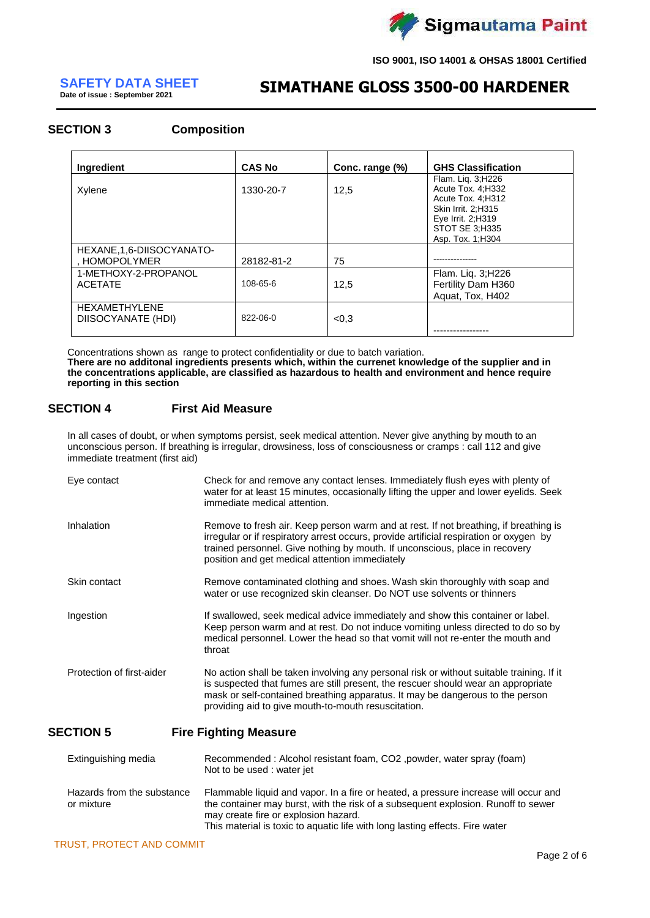**SAFETY DATA SHEET**
Date of issue : September 2021

# SIMATHANE GLOSS 3500-00 HARDENER

## SECTION 3 Composition

| Ingredient | CAS No | Conc. range (%) | GHS Classification |
|---|---|---|---|
| Xylene | 1330-20-7 | 12,5 | Flam. Liq. 3;H226 Acute Tox. 4;H332 Acute Tox. 4;H312 Skin Irrit. 2;H315 Eye Irrit. 2;H319 STOT SE 3;H335 Asp. Tox. 1;H304 |
| HEXANE,1,6-DIISOCYANATO-, HOMOPOLYMER | 28182-81-2 | 75 | --------------- |
| 1-METHOXY-2-PROPANOL ACETATE | 108-65-6 | 12,5 | Flam. Liq. 3;H226 Fertility Dam H360 Aquat, Tox, H402 |
| HEXAMETHYLENE DIISOCYANATE (HDI) | 822-06-0 | <0,3 | ----------------- |

Concentrations shown as range to protect confidentiality or due to batch variation.
**There are no additonal ingredients presents which, within the curenet knowledge of the supplier and in the concentrations applicable, are classified as hazardous to health and environment and hence require reporting in this section**

## SECTION 4 First Aid Measure

In all cases of doubt, or when symptoms persist, seek medical attention. Never give anything by mouth to an unconscious person. If breathing is irregular, drowsiness, loss of consciousness or cramps : call 112 and give immediate treatment (first aid)

**Eye contact**
Check for and remove any contact lenses. Immediately flush eyes with plenty of water for at least 15 minutes, occasionally lifting the upper and lower eyelids. Seek immediate medical attention.

**Inhalation**
Remove to fresh air. Keep person warm and at rest. If not breathing, if breathing is irregular or if respiratory arrest occurs, provide artificial respiration or oxygen by trained personnel. Give nothing by mouth. If unconscious, place in recovery position and get medical attention immediately

**Skin contact**
Remove contaminated clothing and shoes. Wash skin thoroughly with soap and water or use recognized skin cleanser. Do NOT use solvents or thinners

**Ingestion**
If swallowed, seek medical advice immediately and show this container or label. Keep person warm and at rest. Do not induce vomiting unless directed to do so by medical personnel. Lower the head so that vomit will not re-enter the mouth and throat

**Protection of first-aider**
No action shall be taken involving any personal risk or without suitable training. If it is suspected that fumes are still present, the rescuer should wear an appropriate mask or self-contained breathing apparatus. It may be dangerous to the person providing aid to give mouth-to-mouth resuscitation.

## SECTION 5 Fire Fighting Measure

**Extinguishing media**
Recommended : Alcohol resistant foam, CO2 ,powder, water spray (foam)
Not to be used : water jet

**Hazards from the substance or mixture**
Flammable liquid and vapor. In a fire or heated, a pressure increase will occur and the container may burst, with the risk of a subsequent explosion. Runoff to sewer may create fire or explosion hazard.
This material is toxic to aquatic life with long lasting effects. Fire water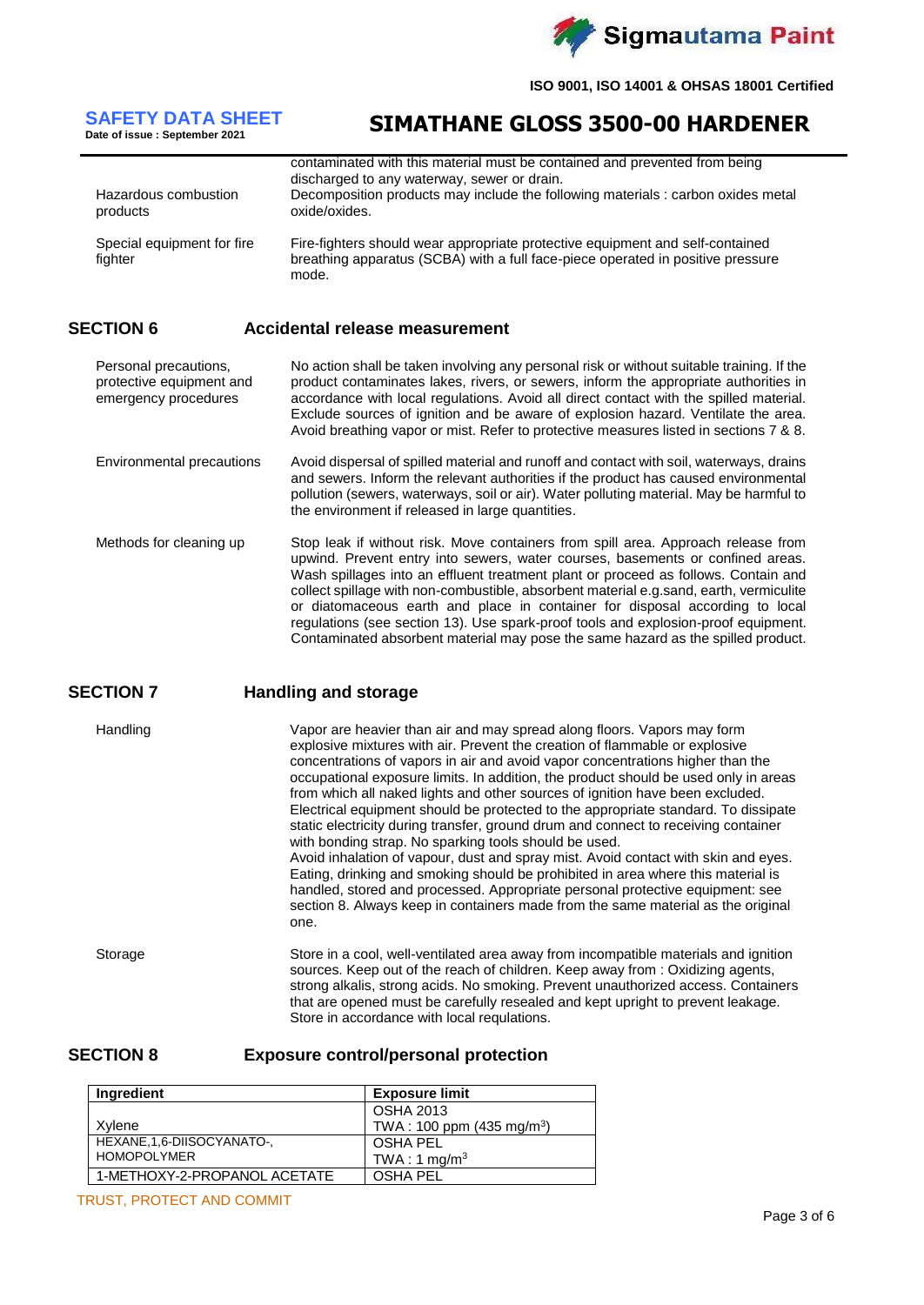| | |
|---|---|
| | contaminated with this material must be contained and prevented from being discharged to any waterway, sewer or drain. |
| Hazardous combustion products | Decomposition products may include the following materials : carbon oxides metal oxide/oxides. |
| Special equipment for fire fighter | Fire-fighters should wear appropriate protective equipment and self-contained breathing apparatus (SCBA) with a full face-piece operated in positive pressure mode. |

## SECTION 6 Accidental release measurement

| | |
|---|---|
| Personal precautions, protective equipment and emergency procedures | No action shall be taken involving any personal risk or without suitable training. If the product contaminates lakes, rivers, or sewers, inform the appropriate authorities in accordance with local regulations. Avoid all direct contact with the spilled material. Exclude sources of ignition and be aware of explosion hazard. Ventilate the area. Avoid breathing vapor or mist. Refer to protective measures listed in sections 7 & 8. |
| Environmental precautions | Avoid dispersal of spilled material and runoff and contact with soil, waterways, drains and sewers. Inform the relevant authorities if the product has caused environmental pollution (sewers, waterways, soil or air). Water polluting material. May be harmful to the environment if released in large quantities. |
| Methods for cleaning up | Stop leak if without risk. Move containers from spill area. Approach release from upwind. Prevent entry into sewers, water courses, basements or confined areas. Wash spillages into an effluent treatment plant or proceed as follows. Contain and collect spillage with non-combustible, absorbent material e.g.sand, earth, vermiculite or diatomaceous earth and place in container for disposal according to local regulations (see section 13). Use spark-proof tools and explosion-proof equipment. Contaminated absorbent material may pose the same hazard as the spilled product. |

## SECTION 7 Handling and storage

| | |
|---|---|
| Handling | Vapor are heavier than air and may spread along floors. Vapors may form explosive mixtures with air. Prevent the creation of flammable or explosive concentrations of vapors in air and avoid vapor concentrations higher than the occupational exposure limits. In addition, the product should be used only in areas from which all naked lights and other sources of ignition have been excluded. Electrical equipment should be protected to the appropriate standard. To dissipate static electricity during transfer, ground drum and connect to receiving container with bonding strap. No sparking tools should be used. Avoid inhalation of vapour, dust and spray mist. Avoid contact with skin and eyes. Eating, drinking and smoking should be prohibited in area where this material is handled, stored and processed. Appropriate personal protective equipment: see section 8. Always keep in containers made from the same material as the original one. |
| Storage | Store in a cool, well-ventilated area away from incompatible materials and ignition sources. Keep out of the reach of children. Keep away from : Oxidizing agents, strong alkalis, strong acids. No smoking. Prevent unauthorized access. Containers that are opened must be carefully resealed and kept upright to prevent leakage. Store in accordance with local requlations. |

## SECTION 8 Exposure control/personal protection

| Ingredient | Exposure limit |
|---|---|
| Xylene | OSHA 2013<br>TWA : 100 ppm (435 mg/m$^3$) |
| HEXANE,1,6-DIISOCYANATO-, HOMOPOLYMER | OSHA PEL<br>TWA : 1 mg/m$^3$ |
| 1-METHOXY-2-PROPANOL ACETATE | OSHA PEL |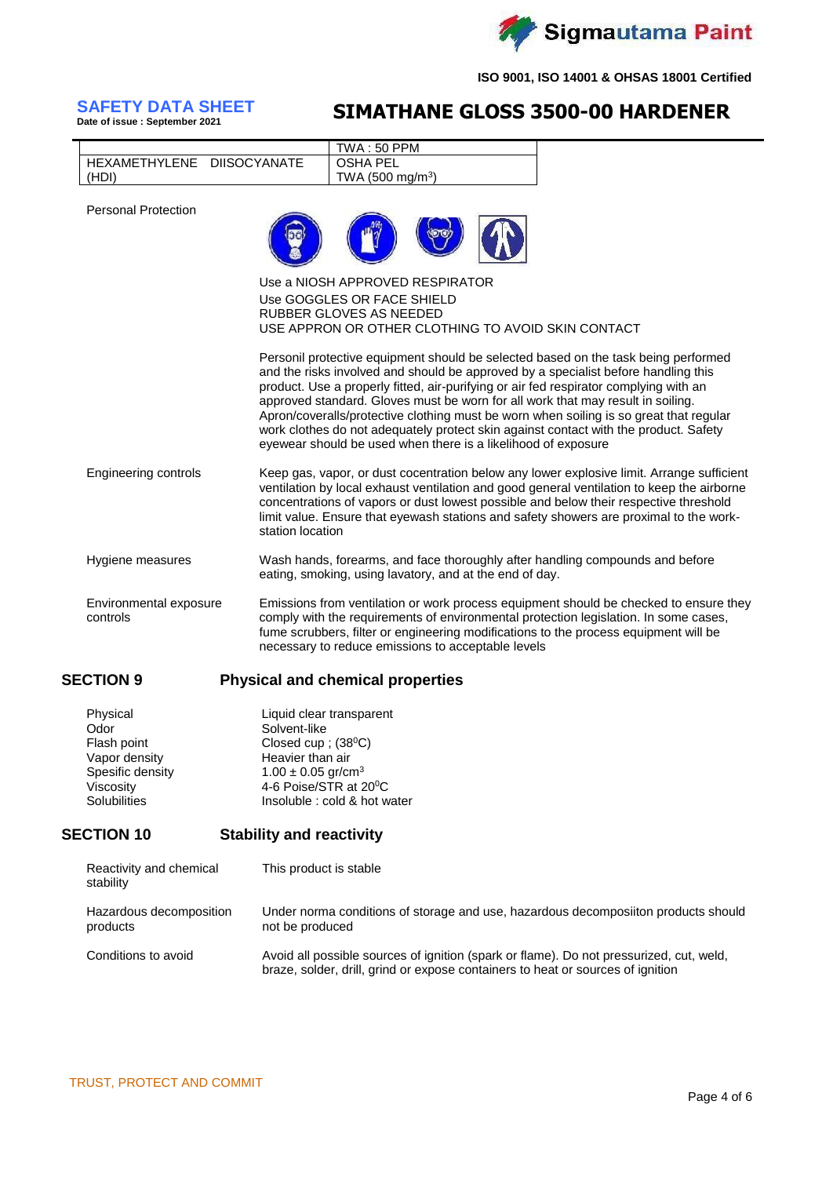# SAFETY DATA SHEET

Date of issue : September 2021

## SIMATHANE GLOSS 3500-00 HARDENER

| | |
|---|---|
| | TWA : 50 PPM |
| HEXAMETHYLENE DIISOCYANATE (HDI) | OSHA PEL<br>TWA (500 mg/m$^3$) |

**Personal Protection**

Use a NIOSH APPROVED RESPIRATOR
Use GOGGLES OR FACE SHIELD
RUBBER GLOVES AS NEEDED
USE APPRON OR OTHER CLOTHING TO AVOID SKIN CONTACT

Personil protective equipment should be selected based on the task being performed and the risks involved and should be approved by a specialist before handling this product. Use a properly fitted, air-purifying or air fed respirator complying with an approved standard. Gloves must be worn for all work that may result in soiling. Apron/coveralls/protective clothing must be worn when soiling is so great that regular work clothes do not adequately protect skin against contact with the product. Safety eyewear should be used when there is a likelihood of exposure

**Engineering controls**

Keep gas, vapor, or dust cocentration below any lower explosive limit. Arrange sufficient ventilation by local exhaust ventilation and good general ventilation to keep the airborne concentrations of vapors or dust lowest possible and below their respective threshold limit value. Ensure that eyewash stations and safety showers are proximal to the work-station location

**Hygiene measures**

Wash hands, forearms, and face thoroughly after handling compounds and before eating, smoking, using lavatory, and at the end of day.

**Environmental exposure controls**

Emissions from ventilation or work process equipment should be checked to ensure they comply with the requirements of environmental protection legislation. In some cases, fume scrubbers, filter or engineering modifications to the process equipment will be necessary to reduce emissions to acceptable levels

## SECTION 9 Physical and chemical properties

| | |
|---|---|
| Physical | Liquid clear transparent |
| Odor | Solvent-like |
| Flash point | Closed cup ; (38$^0$C) |
| Vapor density | Heavier than air |
| Spesific density | 1.00 ± 0.05 gr/cm$^3$ |
| Viscosity | 4-6 Poise/STR at 20$^0$C |
| Solubilities | Insoluble : cold & hot water |

## SECTION 10 Stability and reactivity

**Reactivity and chemical stability**

This product is stable

**Hazardous decomposition products**

Under norma conditions of storage and use, hazardous decomposiiton products should not be produced

**Conditions to avoid**

Avoid all possible sources of ignition (spark or flame). Do not pressurized, cut, weld, braze, solder, drill, grind or expose containers to heat or sources of ignition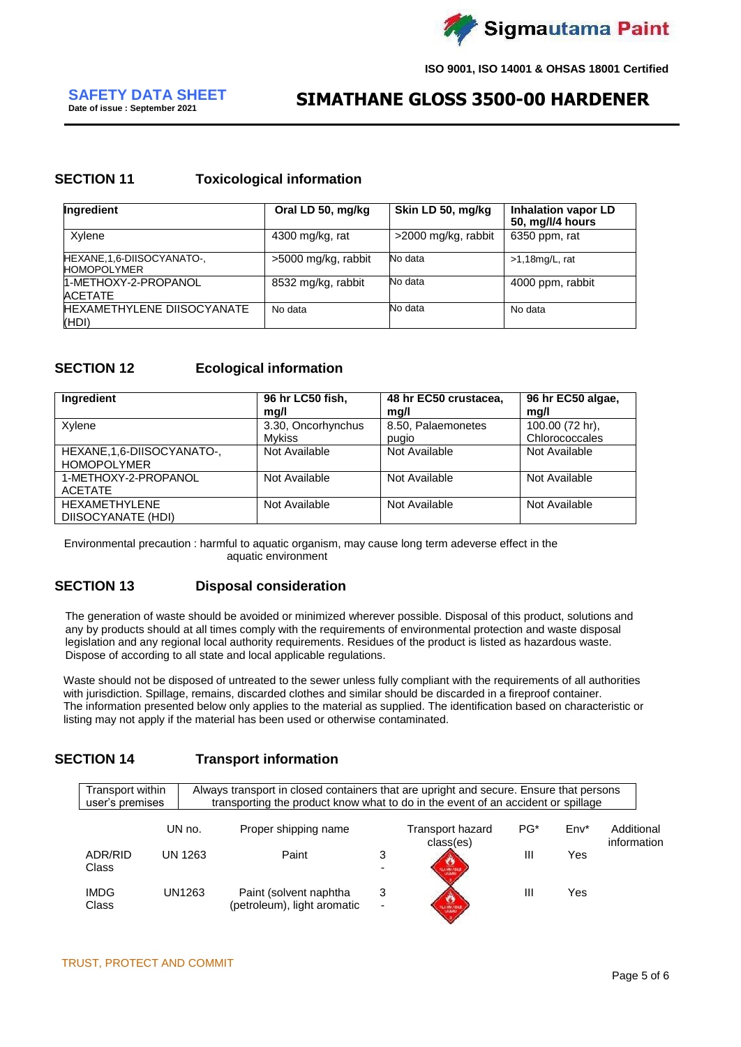## SECTION 11 Toxicological information

| Ingredient | Oral LD 50, mg/kg | Skin LD 50, mg/kg | Inhalation vapor LD 50, mg/l/4 hours |
|---|---|---|---|
| Xylene | 4300 mg/kg, rat | >2000 mg/kg, rabbit | 6350 ppm, rat |
| HEXANE,1,6-DIISOCYANATO-, HOMOPOLYMER | >5000 mg/kg, rabbit | No data | >1,18mg/L, rat |
| 1-METHOXY-2-PROPANOL ACETATE | 8532 mg/kg, rabbit | No data | 4000 ppm, rabbit |
| HEXAMETHYLENE DIISOCYANATE (HDI) | No data | No data | No data |

## SECTION 12 Ecological information

| Ingredient | 96 hr LC50 fish, mg/l | 48 hr EC50 crustacea, mg/l | 96 hr EC50 algae, mg/l |
|---|---|---|---|
| Xylene | 3.30, Oncorhynchus Mykiss | 8.50, Palaemonetes pugio | 100.00 (72 hr), Chlorococcales |
| HEXANE,1,6-DIISOCYANATO-, HOMOPOLYMER | Not Available | Not Available | Not Available |
| 1-METHOXY-2-PROPANOL ACETATE | Not Available | Not Available | Not Available |
| HEXAMETHYLENE DIISOCYANATE (HDI) | Not Available | Not Available | Not Available |

Environmental precaution : harmful to aquatic organism, may cause long term adeverse effect in the aquatic environment

## SECTION 13 Disposal consideration

The generation of waste should be avoided or minimized wherever possible. Disposal of this product, solutions and any by products should at all times comply with the requirements of environmental protection and waste disposal legislation and any regional local authority requirements. Residues of the product is listed as hazardous waste. Dispose of according to all state and local applicable regulations.

Waste should not be disposed of untreated to the sewer unless fully compliant with the requirements of all authorities with jurisdiction. Spillage, remains, discarded clothes and similar should be discarded in a fireproof container. The information presented below only applies to the material as supplied. The identification based on characteristic or listing may not apply if the material has been used or otherwise contaminated.

## SECTION 14 Transport information

| Transport within user's premises | Always transport in closed containers that are upright and secure. Ensure that persons transporting the product know what to do in the event of an accident or spillage |
|---|---|

| | UN no. | Proper shipping name | Transport hazard class(es) | PG* | Env* | Additional information |
|---|---|---|---|---|---|---|
| ADR/RID Class | UN 1263 | Paint | 3 - | III | Yes | |
| IMDG Class | UN1263 | Paint (solvent naphtha (petroleum), light aromatic | 3 - | III | Yes | |

TRUST, PROTECT AND COMMIT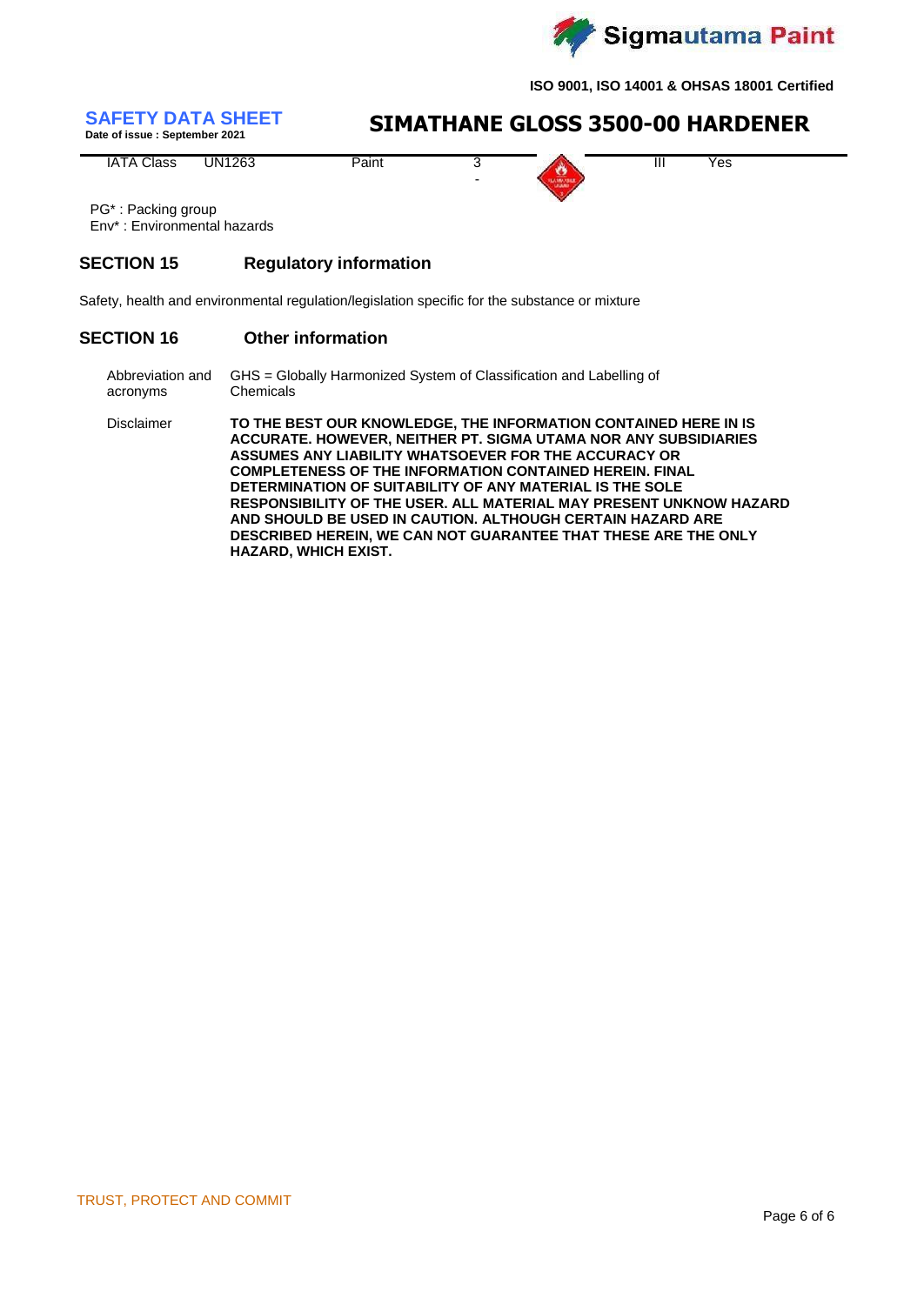| | | | | | | |
|---|---|---|---|---|---|---|
| IATA Class | UN1263 | Paint | 3<br>- | | III | Yes |

PG* : Packing group
Env* : Environmental hazards

## SECTION 15 Regulatory information

Safety, health and environmental regulation/legislation specific for the substance or mixture

## SECTION 16 Other information

| | |
|---|---|
| Abbreviation and acronyms | GHS = Globally Harmonized System of Classification and Labelling of Chemicals |
| Disclaimer | **TO THE BEST OUR KNOWLEDGE, THE INFORMATION CONTAINED HERE IN IS ACCURATE. HOWEVER, NEITHER PT. SIGMA UTAMA NOR ANY SUBSIDIARIES ASSUMES ANY LIABILITY WHATSOEVER FOR THE ACCURACY OR COMPLETENESS OF THE INFORMATION CONTAINED HEREIN. FINAL DETERMINATION OF SUITABILITY OF ANY MATERIAL IS THE SOLE RESPONSIBILITY OF THE USER. ALL MATERIAL MAY PRESENT UNKNOW HAZARD AND SHOULD BE USED IN CAUTION. ALTHOUGH CERTAIN HAZARD ARE DESCRIBED HEREIN, WE CAN NOT GUARANTEE THAT THESE ARE THE ONLY HAZARD, WHICH EXIST.** |